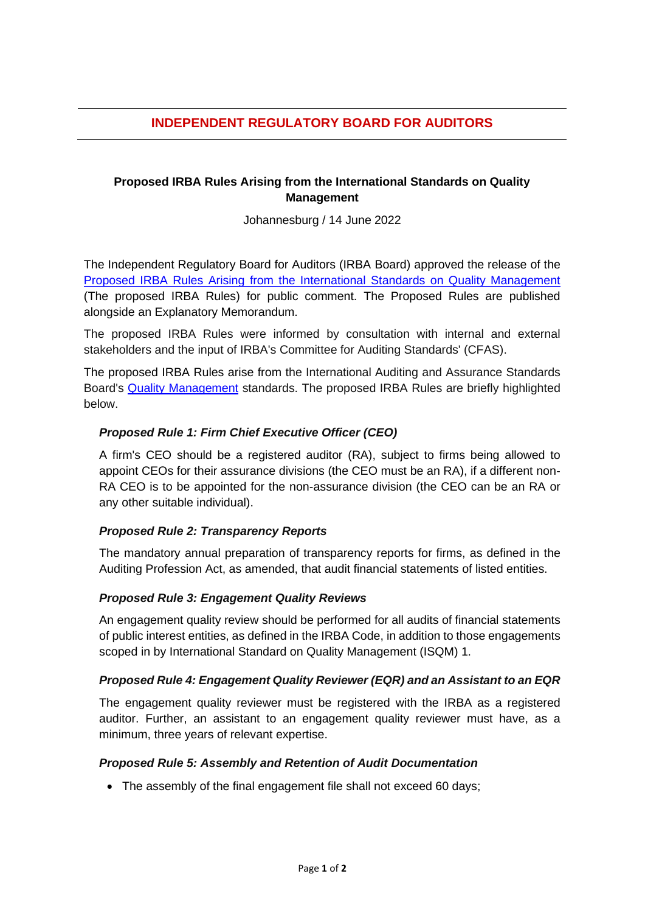# INDEPENDENT REGULATORY BOARD FOR AUDITORS

**Proposed IRBA Rules Arising from the International Standards on Quality Management**

Johannesburg / 14 June 2022

The Independent Regulatory Board for Auditors (IRBA Board) approved the release of the Proposed IRBA Rules Arising from the International Standards on Quality Management (The proposed IRBA Rules) for public comment. The Proposed Rules are published alongside an Explanatory Memorandum.

The proposed IRBA Rules were informed by consultation with internal and external stakeholders and the input of IRBA's Committee for Auditing Standards' (CFAS).

The proposed IRBA Rules arise from the International Auditing and Assurance Standards Board's Quality Management standards. The proposed IRBA Rules are briefly highlighted below.

### *Proposed Rule 1: Firm Chief Executive Officer (CEO)*

A firm's CEO should be a registered auditor (RA), subject to firms being allowed to appoint CEOs for their assurance divisions (the CEO must be an RA), if a different non-RA CEO is to be appointed for the non-assurance division (the CEO can be an RA or any other suitable individual).

### *Proposed Rule 2: Transparency Reports*

The mandatory annual preparation of transparency reports for firms, as defined in the Auditing Profession Act, as amended, that audit financial statements of listed entities.

### *Proposed Rule 3: Engagement Quality Reviews*

An engagement quality review should be performed for all audits of financial statements of public interest entities, as defined in the IRBA Code, in addition to those engagements scoped in by International Standard on Quality Management (ISQM) 1.

### *Proposed Rule 4: Engagement Quality Reviewer (EQR) and an Assistant to an EQR*

The engagement quality reviewer must be registered with the IRBA as a registered auditor. Further, an assistant to an engagement quality reviewer must have, as a minimum, three years of relevant expertise.

### *Proposed Rule 5: Assembly and Retention of Audit Documentation*

- The assembly of the final engagement file shall not exceed 60 days;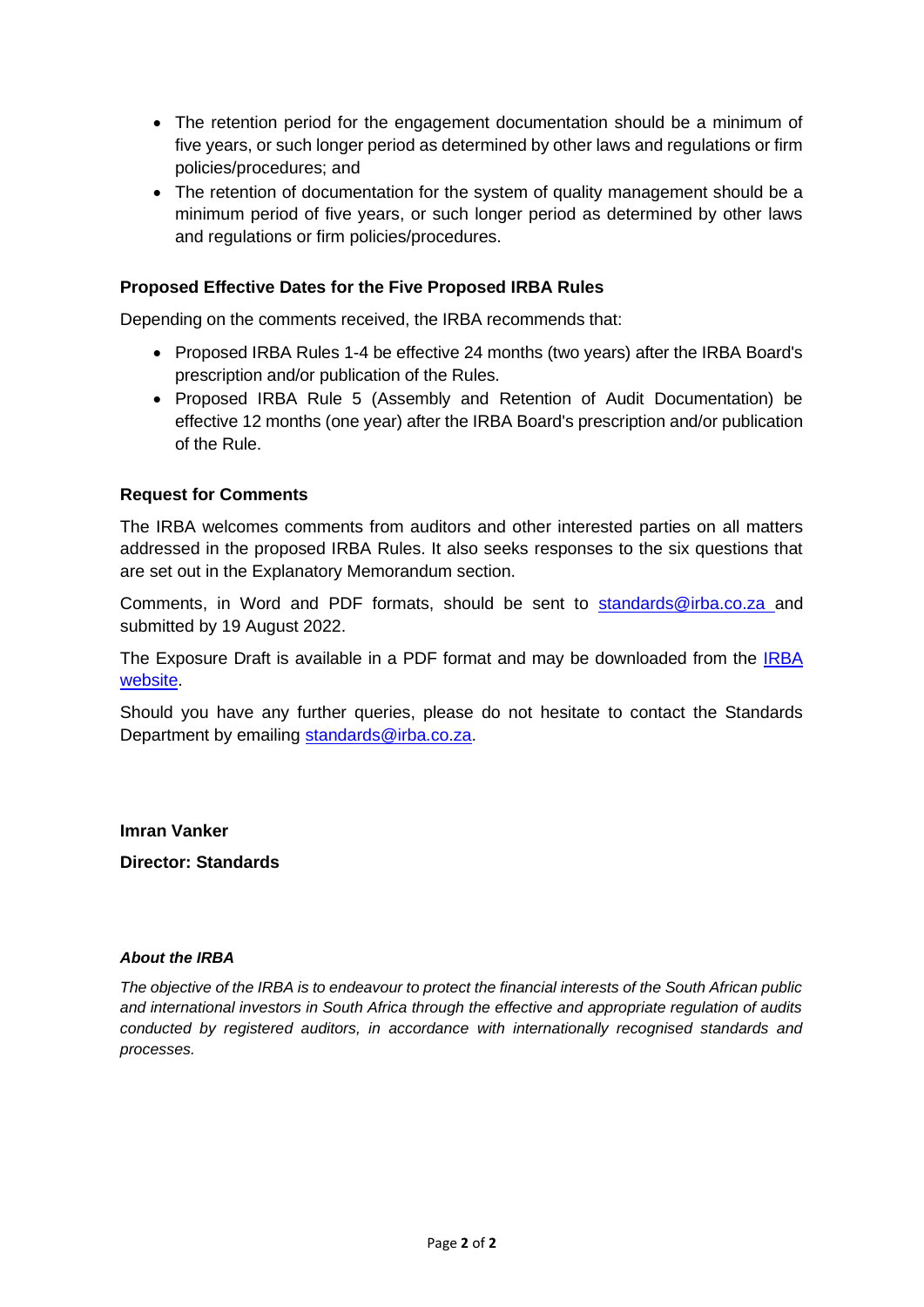- The retention period for the engagement documentation should be a minimum of five years, or such longer period as determined by other laws and regulations or firm policies/procedures; and
- The retention of documentation for the system of quality management should be a minimum period of five years, or such longer period as determined by other laws and regulations or firm policies/procedures.

### Proposed Effective Dates for the Five Proposed IRBA Rules

Depending on the comments received, the IRBA recommends that:

- Proposed IRBA Rules 1-4 be effective 24 months (two years) after the IRBA Board's prescription and/or publication of the Rules.
- Proposed IRBA Rule 5 (Assembly and Retention of Audit Documentation) be effective 12 months (one year) after the IRBA Board's prescription and/or publication of the Rule.

### Request for Comments

The IRBA welcomes comments from auditors and other interested parties on all matters addressed in the proposed IRBA Rules. It also seeks responses to the six questions that are set out in the Explanatory Memorandum section.

Comments, in Word and PDF formats, should be sent to standards@irba.co.za and submitted by 19 August 2022.

The Exposure Draft is available in a PDF format and may be downloaded from the IRBA website.

Should you have any further queries, please do not hesitate to contact the Standards Department by emailing standards@irba.co.za.

**Imran Vanker**

**Director: Standards**

***About the IRBA***

*The objective of the IRBA is to endeavour to protect the financial interests of the South African public and international investors in South Africa through the effective and appropriate regulation of audits conducted by registered auditors, in accordance with internationally recognised standards and processes.*